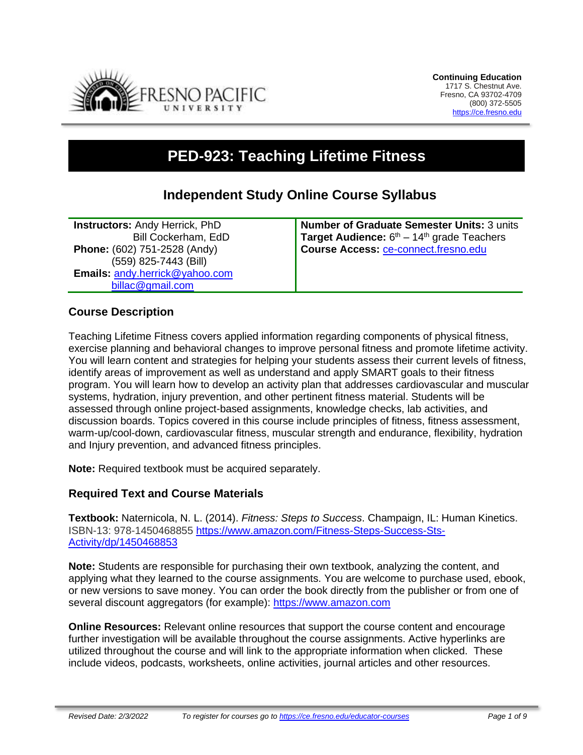**Continuing Education**
1717 S. Chestnut Ave.
Fresno, CA 93702-4709
(800) 372-5505
https://ce.fresno.edu

# PED-923: Teaching Lifetime Fitness

## Independent Study Online Course Syllabus

| | |
|---|---|
| **Instructors:** Andy Herrick, PhD<br>Bill Cockerham, EdD<br>**Phone:** (602) 751-2528 (Andy)<br>(559) 825-7443 (Bill)<br>**Emails:** andy.herrick@yahoo.com<br>billac@gmail.com | **Number of Graduate Semester Units:** 3 units<br>**Target Audience:** 6th – 14th grade Teachers<br>**Course Access:** ce-connect.fresno.edu |

### Course Description

Teaching Lifetime Fitness covers applied information regarding components of physical fitness, exercise planning and behavioral changes to improve personal fitness and promote lifetime activity. You will learn content and strategies for helping your students assess their current levels of fitness, identify areas of improvement as well as understand and apply SMART goals to their fitness program. You will learn how to develop an activity plan that addresses cardiovascular and muscular systems, hydration, injury prevention, and other pertinent fitness material. Students will be assessed through online project-based assignments, knowledge checks, lab activities, and discussion boards. Topics covered in this course include principles of fitness, fitness assessment, warm-up/cool-down, cardiovascular fitness, muscular strength and endurance, flexibility, hydration and Injury prevention, and advanced fitness principles.

**Note:** Required textbook must be acquired separately.

### Required Text and Course Materials

**Textbook:** Naternicola, N. L. (2014). *Fitness: Steps to Success*. Champaign, IL: Human Kinetics. ISBN-13: 978-1450468855 https://www.amazon.com/Fitness-Steps-Success-Sts-Activity/dp/1450468853

**Note:** Students are responsible for purchasing their own textbook, analyzing the content, and applying what they learned to the course assignments. You are welcome to purchase used, ebook, or new versions to save money. You can order the book directly from the publisher or from one of several discount aggregators (for example): https://www.amazon.com

**Online Resources:** Relevant online resources that support the course content and encourage further investigation will be available throughout the course assignments. Active hyperlinks are utilized throughout the course and will link to the appropriate information when clicked. These include videos, podcasts, worksheets, online activities, journal articles and other resources.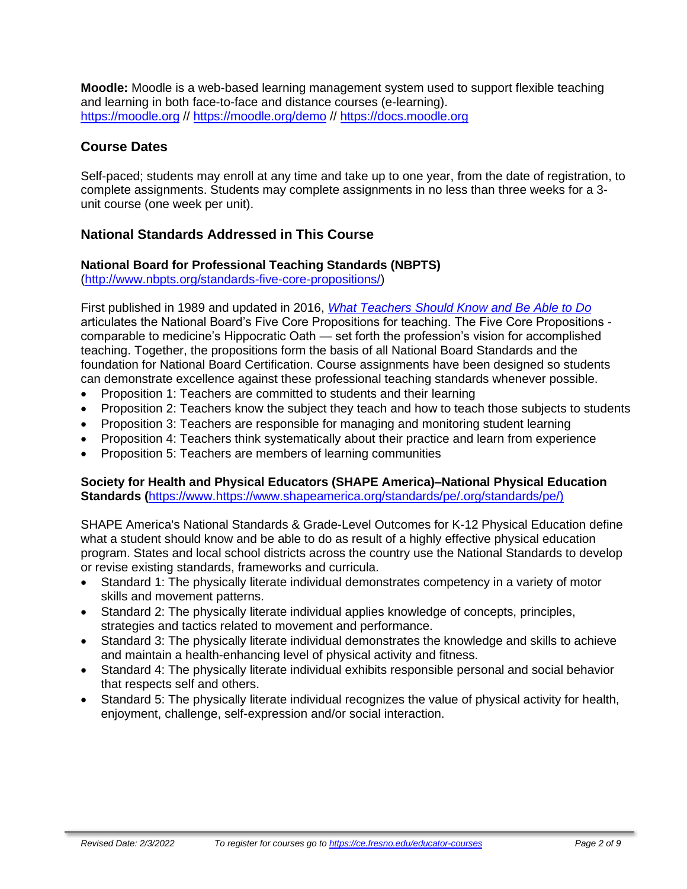**Moodle:** Moodle is a web-based learning management system used to support flexible teaching and learning in both face-to-face and distance courses (e-learning).
https://moodle.org // https://moodle.org/demo // https://docs.moodle.org

## Course Dates

Self-paced; students may enroll at any time and take up to one year, from the date of registration, to complete assignments. Students may complete assignments in no less than three weeks for a 3-unit course (one week per unit).

## National Standards Addressed in This Course

**National Board for Professional Teaching Standards (NBPTS)**
(http://www.nbpts.org/standards-five-core-propositions/)

First published in 1989 and updated in 2016, *What Teachers Should Know and Be Able to Do* articulates the National Board's Five Core Propositions for teaching. The Five Core Propositions - comparable to medicine's Hippocratic Oath — set forth the profession's vision for accomplished teaching. Together, the propositions form the basis of all National Board Standards and the foundation for National Board Certification. Course assignments have been designed so students can demonstrate excellence against these professional teaching standards whenever possible.

- Proposition 1: Teachers are committed to students and their learning
- Proposition 2: Teachers know the subject they teach and how to teach those subjects to students
- Proposition 3: Teachers are responsible for managing and monitoring student learning
- Proposition 4: Teachers think systematically about their practice and learn from experience
- Proposition 5: Teachers are members of learning communities

**Society for Health and Physical Educators (SHAPE America)–National Physical Education Standards (**https://www.https://www.shapeamerica.org/standards/pe/.org/standards/pe/)

SHAPE America's National Standards & Grade-Level Outcomes for K-12 Physical Education define what a student should know and be able to do as result of a highly effective physical education program. States and local school districts across the country use the National Standards to develop or revise existing standards, frameworks and curricula.

- Standard 1: The physically literate individual demonstrates competency in a variety of motor skills and movement patterns.
- Standard 2: The physically literate individual applies knowledge of concepts, principles, strategies and tactics related to movement and performance.
- Standard 3: The physically literate individual demonstrates the knowledge and skills to achieve and maintain a health-enhancing level of physical activity and fitness.
- Standard 4: The physically literate individual exhibits responsible personal and social behavior that respects self and others.
- Standard 5: The physically literate individual recognizes the value of physical activity for health, enjoyment, challenge, self-expression and/or social interaction.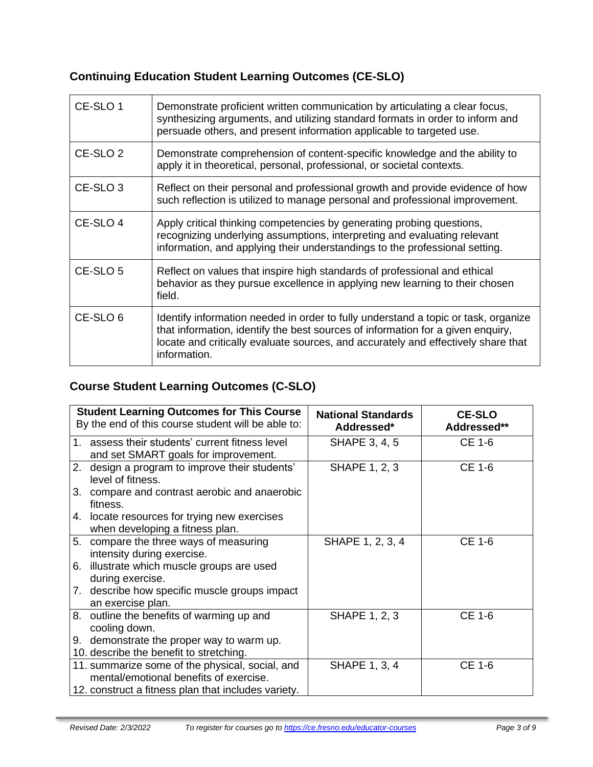## Continuing Education Student Learning Outcomes (CE-SLO)

| | |
|---|---|
| CE-SLO 1 | Demonstrate proficient written communication by articulating a clear focus, synthesizing arguments, and utilizing standard formats in order to inform and persuade others, and present information applicable to targeted use. |
| CE-SLO 2 | Demonstrate comprehension of content-specific knowledge and the ability to apply it in theoretical, personal, professional, or societal contexts. |
| CE-SLO 3 | Reflect on their personal and professional growth and provide evidence of how such reflection is utilized to manage personal and professional improvement. |
| CE-SLO 4 | Apply critical thinking competencies by generating probing questions, recognizing underlying assumptions, interpreting and evaluating relevant information, and applying their understandings to the professional setting. |
| CE-SLO 5 | Reflect on values that inspire high standards of professional and ethical behavior as they pursue excellence in applying new learning to their chosen field. |
| CE-SLO 6 | Identify information needed in order to fully understand a topic or task, organize that information, identify the best sources of information for a given enquiry, locate and critically evaluate sources, and accurately and effectively share that information. |

## Course Student Learning Outcomes (C-SLO)

| **Student Learning Outcomes for This Course** By the end of this course student will be able to: | **National Standards Addressed*** | **CE-SLO Addressed**** |
|---|---|---|
| 1. assess their students' current fitness level and set SMART goals for improvement. | SHAPE 3, 4, 5 | CE 1-6 |
| 2. design a program to improve their students' level of fitness.<br>3. compare and contrast aerobic and anaerobic fitness.<br>4. locate resources for trying new exercises when developing a fitness plan. | SHAPE 1, 2, 3 | CE 1-6 |
| 5. compare the three ways of measuring intensity during exercise.<br>6. illustrate which muscle groups are used during exercise.<br>7. describe how specific muscle groups impact an exercise plan. | SHAPE 1, 2, 3, 4 | CE 1-6 |
| 8. outline the benefits of warming up and cooling down.<br>9. demonstrate the proper way to warm up.<br>10. describe the benefit to stretching. | SHAPE 1, 2, 3 | CE 1-6 |
| 11. summarize some of the physical, social, and mental/emotional benefits of exercise.<br>12. construct a fitness plan that includes variety. | SHAPE 1, 3, 4 | CE 1-6 |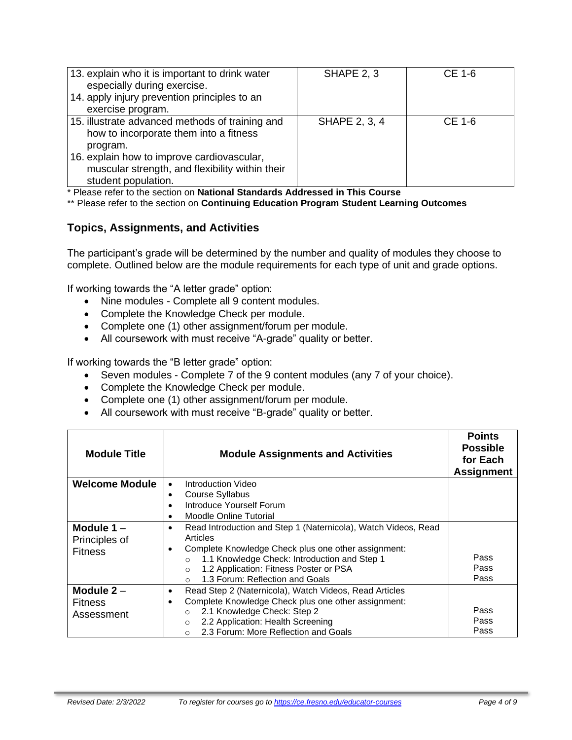| | | |
|---|---|---|
| 13. explain who it is important to drink water especially during exercise.<br>14. apply injury prevention principles to an exercise program. | SHAPE 2, 3 | CE 1-6 |
| 15. illustrate advanced methods of training and how to incorporate them into a fitness program.<br>16. explain how to improve cardiovascular, muscular strength, and flexibility within their student population. | SHAPE 2, 3, 4 | CE 1-6 |

\* Please refer to the section on **National Standards Addressed in This Course**

** Please refer to the section on **Continuing Education Program Student Learning Outcomes**

## Topics, Assignments, and Activities

The participant's grade will be determined by the number and quality of modules they choose to complete. Outlined below are the module requirements for each type of unit and grade options.

If working towards the "A letter grade" option:

- Nine modules - Complete all 9 content modules.
- Complete the Knowledge Check per module.
- Complete one (1) other assignment/forum per module.
- All coursework with must receive "A-grade" quality or better.

If working towards the "B letter grade" option:

- Seven modules - Complete 7 of the 9 content modules (any 7 of your choice).
- Complete the Knowledge Check per module.
- Complete one (1) other assignment/forum per module.
- All coursework with must receive "B-grade" quality or better.

| Module Title | Module Assignments and Activities | Points Possible for Each Assignment |
|---|---|---|
| **Welcome Module** | • Introduction Video<br>• Course Syllabus<br>• Introduce Yourself Forum<br>• Moodle Online Tutorial | |
| **Module 1** – Principles of Fitness | • Read Introduction and Step 1 (Naternicola), Watch Videos, Read Articles<br>• Complete Knowledge Check plus one other assignment:<br>&nbsp;&nbsp;○ 1.1 Knowledge Check: Introduction and Step 1<br>&nbsp;&nbsp;○ 1.2 Application: Fitness Poster or PSA<br>&nbsp;&nbsp;○ 1.3 Forum: Reflection and Goals | <br><br><br>Pass<br>Pass<br>Pass |
| **Module 2** – Fitness Assessment | • Read Step 2 (Naternicola), Watch Videos, Read Articles<br>• Complete Knowledge Check plus one other assignment:<br>&nbsp;&nbsp;○ 2.1 Knowledge Check: Step 2<br>&nbsp;&nbsp;○ 2.2 Application: Health Screening<br>&nbsp;&nbsp;○ 2.3 Forum: More Reflection and Goals | <br><br>Pass<br>Pass<br>Pass |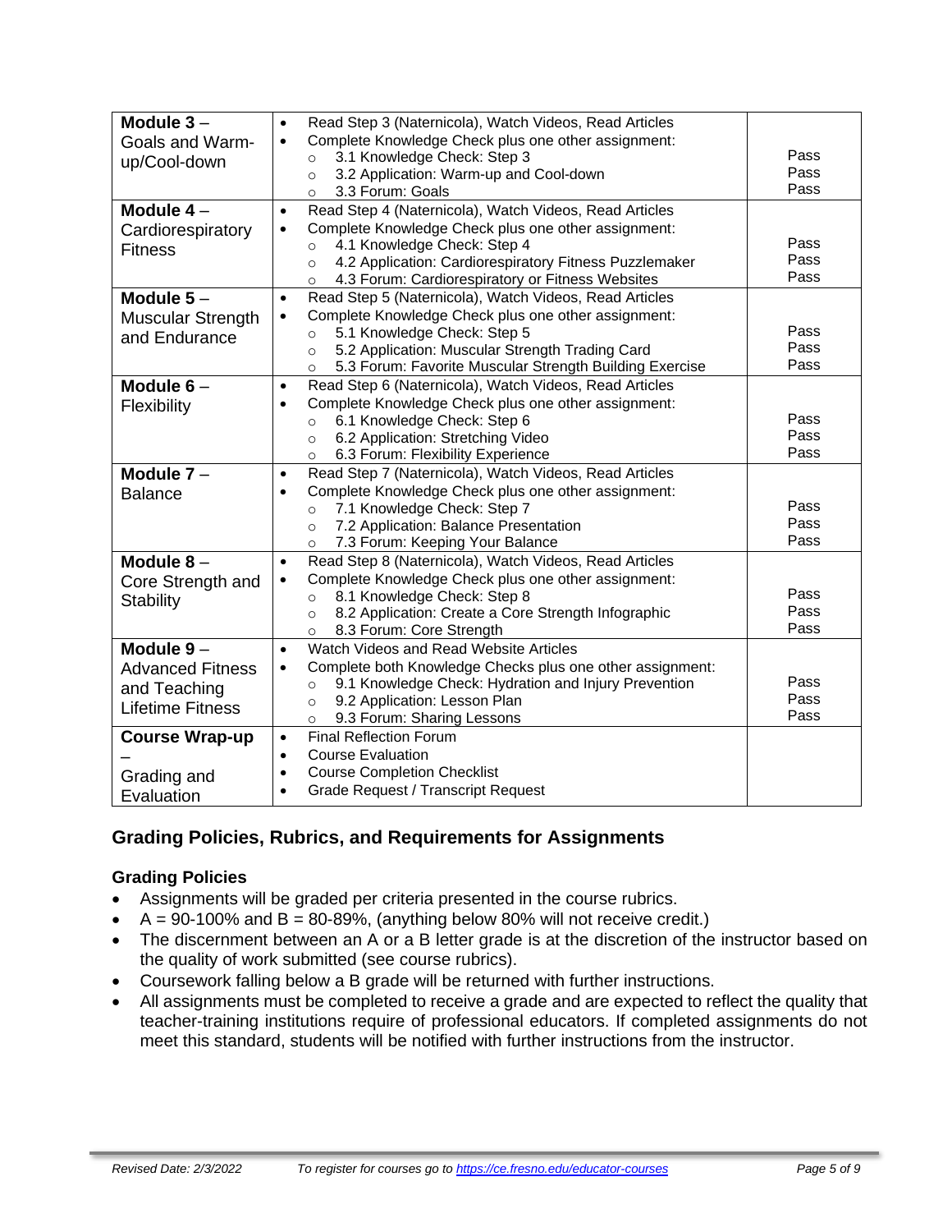| | | |
|---|---|---|
| **Module 3** – Goals and Warm-up/Cool-down | • Read Step 3 (Naternicola), Watch Videos, Read Articles<br>• Complete Knowledge Check plus one other assignment:<br>○ 3.1 Knowledge Check: Step 3<br>○ 3.2 Application: Warm-up and Cool-down<br>○ 3.3 Forum: Goals | Pass<br>Pass<br>Pass |
| **Module 4** – Cardiorespiratory Fitness | • Read Step 4 (Naternicola), Watch Videos, Read Articles<br>• Complete Knowledge Check plus one other assignment:<br>○ 4.1 Knowledge Check: Step 4<br>○ 4.2 Application: Cardiorespiratory Fitness Puzzlemaker<br>○ 4.3 Forum: Cardiorespiratory or Fitness Websites | Pass<br>Pass<br>Pass |
| **Module 5** – Muscular Strength and Endurance | • Read Step 5 (Naternicola), Watch Videos, Read Articles<br>• Complete Knowledge Check plus one other assignment:<br>○ 5.1 Knowledge Check: Step 5<br>○ 5.2 Application: Muscular Strength Trading Card<br>○ 5.3 Forum: Favorite Muscular Strength Building Exercise | Pass<br>Pass<br>Pass |
| **Module 6** – Flexibility | • Read Step 6 (Naternicola), Watch Videos, Read Articles<br>• Complete Knowledge Check plus one other assignment:<br>○ 6.1 Knowledge Check: Step 6<br>○ 6.2 Application: Stretching Video<br>○ 6.3 Forum: Flexibility Experience | Pass<br>Pass<br>Pass |
| **Module 7** – Balance | • Read Step 7 (Naternicola), Watch Videos, Read Articles<br>• Complete Knowledge Check plus one other assignment:<br>○ 7.1 Knowledge Check: Step 7<br>○ 7.2 Application: Balance Presentation<br>○ 7.3 Forum: Keeping Your Balance | Pass<br>Pass<br>Pass |
| **Module 8** – Core Strength and Stability | • Read Step 8 (Naternicola), Watch Videos, Read Articles<br>• Complete Knowledge Check plus one other assignment:<br>○ 8.1 Knowledge Check: Step 8<br>○ 8.2 Application: Create a Core Strength Infographic<br>○ 8.3 Forum: Core Strength | Pass<br>Pass<br>Pass |
| **Module 9** – Advanced Fitness and Teaching Lifetime Fitness | • Watch Videos and Read Website Articles<br>• Complete both Knowledge Checks plus one other assignment:<br>○ 9.1 Knowledge Check: Hydration and Injury Prevention<br>○ 9.2 Application: Lesson Plan<br>○ 9.3 Forum: Sharing Lessons | Pass<br>Pass<br>Pass |
| **Course Wrap-up** – Grading and Evaluation | • Final Reflection Forum<br>• Course Evaluation<br>• Course Completion Checklist<br>• Grade Request / Transcript Request | |

## Grading Policies, Rubrics, and Requirements for Assignments

### Grading Policies

- Assignments will be graded per criteria presented in the course rubrics.
- A = 90-100% and B = 80-89%, (anything below 80% will not receive credit.)
- The discernment between an A or a B letter grade is at the discretion of the instructor based on the quality of work submitted (see course rubrics).
- Coursework falling below a B grade will be returned with further instructions.
- All assignments must be completed to receive a grade and are expected to reflect the quality that teacher-training institutions require of professional educators. If completed assignments do not meet this standard, students will be notified with further instructions from the instructor.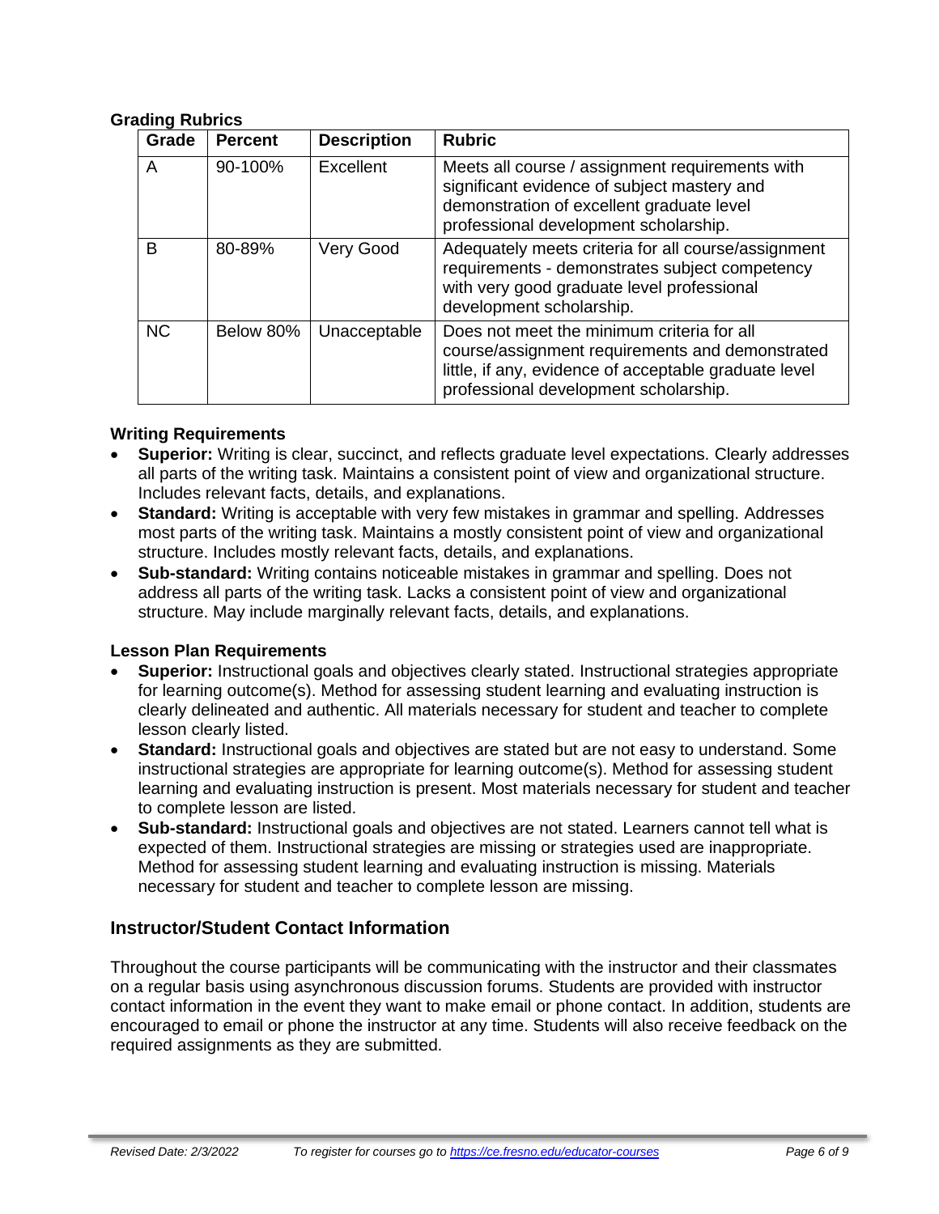### Grading Rubrics

| Grade | Percent | Description | Rubric |
|---|---|---|---|
| A | 90-100% | Excellent | Meets all course / assignment requirements with significant evidence of subject mastery and demonstration of excellent graduate level professional development scholarship. |
| B | 80-89% | Very Good | Adequately meets criteria for all course/assignment requirements - demonstrates subject competency with very good graduate level professional development scholarship. |
| NC | Below 80% | Unacceptable | Does not meet the minimum criteria for all course/assignment requirements and demonstrated little, if any, evidence of acceptable graduate level professional development scholarship. |

### Writing Requirements

- **Superior:** Writing is clear, succinct, and reflects graduate level expectations. Clearly addresses all parts of the writing task. Maintains a consistent point of view and organizational structure. Includes relevant facts, details, and explanations.
- **Standard:** Writing is acceptable with very few mistakes in grammar and spelling. Addresses most parts of the writing task. Maintains a mostly consistent point of view and organizational structure. Includes mostly relevant facts, details, and explanations.
- **Sub-standard:** Writing contains noticeable mistakes in grammar and spelling. Does not address all parts of the writing task. Lacks a consistent point of view and organizational structure. May include marginally relevant facts, details, and explanations.

### Lesson Plan Requirements

- **Superior:** Instructional goals and objectives clearly stated. Instructional strategies appropriate for learning outcome(s). Method for assessing student learning and evaluating instruction is clearly delineated and authentic. All materials necessary for student and teacher to complete lesson clearly listed.
- **Standard:** Instructional goals and objectives are stated but are not easy to understand. Some instructional strategies are appropriate for learning outcome(s). Method for assessing student learning and evaluating instruction is present. Most materials necessary for student and teacher to complete lesson are listed.
- **Sub-standard:** Instructional goals and objectives are not stated. Learners cannot tell what is expected of them. Instructional strategies are missing or strategies used are inappropriate. Method for assessing student learning and evaluating instruction is missing. Materials necessary for student and teacher to complete lesson are missing.

## Instructor/Student Contact Information

Throughout the course participants will be communicating with the instructor and their classmates on a regular basis using asynchronous discussion forums. Students are provided with instructor contact information in the event they want to make email or phone contact. In addition, students are encouraged to email or phone the instructor at any time. Students will also receive feedback on the required assignments as they are submitted.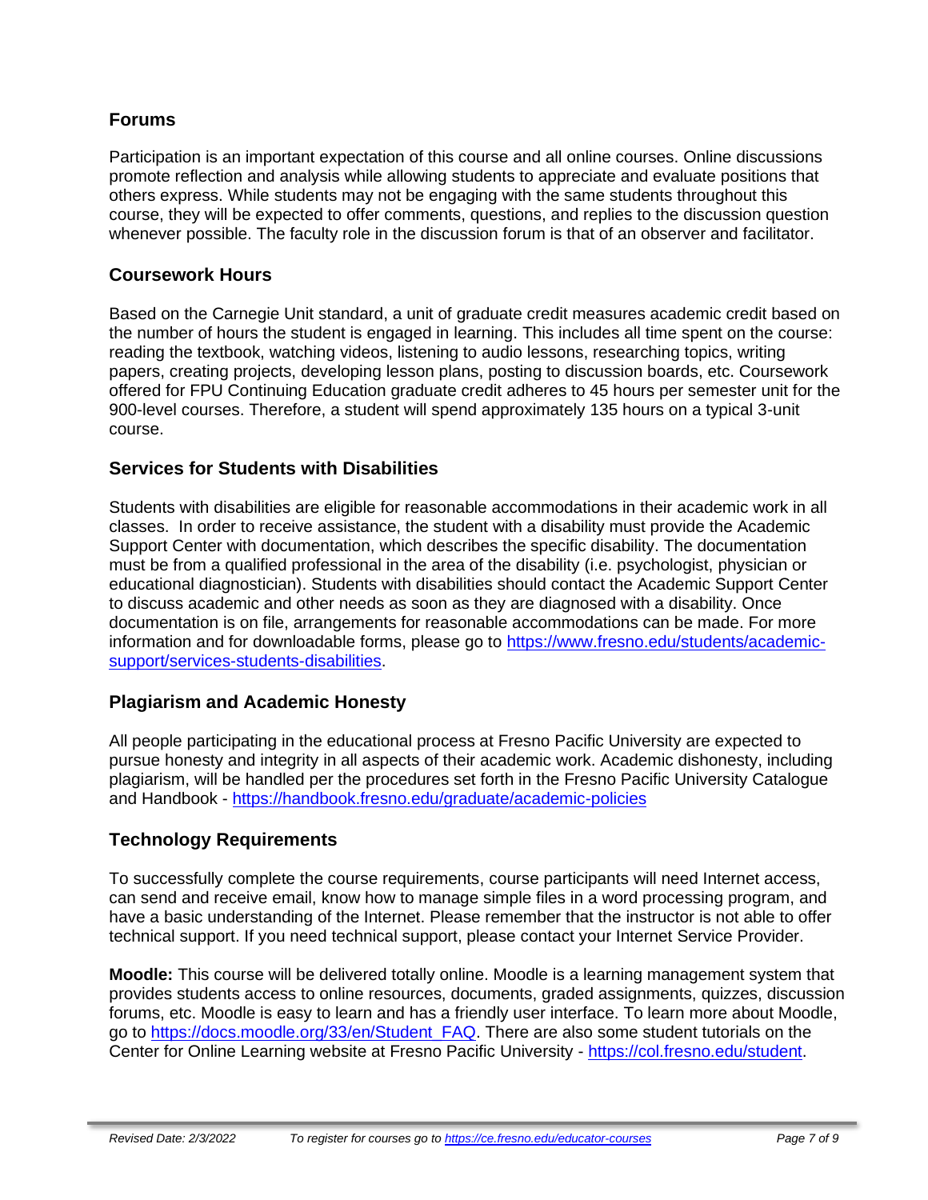## Forums

Participation is an important expectation of this course and all online courses. Online discussions promote reflection and analysis while allowing students to appreciate and evaluate positions that others express. While students may not be engaging with the same students throughout this course, they will be expected to offer comments, questions, and replies to the discussion question whenever possible. The faculty role in the discussion forum is that of an observer and facilitator.

## Coursework Hours

Based on the Carnegie Unit standard, a unit of graduate credit measures academic credit based on the number of hours the student is engaged in learning. This includes all time spent on the course: reading the textbook, watching videos, listening to audio lessons, researching topics, writing papers, creating projects, developing lesson plans, posting to discussion boards, etc. Coursework offered for FPU Continuing Education graduate credit adheres to 45 hours per semester unit for the 900-level courses. Therefore, a student will spend approximately 135 hours on a typical 3-unit course.

## Services for Students with Disabilities

Students with disabilities are eligible for reasonable accommodations in their academic work in all classes. In order to receive assistance, the student with a disability must provide the Academic Support Center with documentation, which describes the specific disability. The documentation must be from a qualified professional in the area of the disability (i.e. psychologist, physician or educational diagnostician). Students with disabilities should contact the Academic Support Center to discuss academic and other needs as soon as they are diagnosed with a disability. Once documentation is on file, arrangements for reasonable accommodations can be made. For more information and for downloadable forms, please go to [https://www.fresno.edu/students/academic-support/services-students-disabilities](https://www.fresno.edu/students/academic-support/services-students-disabilities).

## Plagiarism and Academic Honesty

All people participating in the educational process at Fresno Pacific University are expected to pursue honesty and integrity in all aspects of their academic work. Academic dishonesty, including plagiarism, will be handled per the procedures set forth in the Fresno Pacific University Catalogue and Handbook - [https://handbook.fresno.edu/graduate/academic-policies](https://handbook.fresno.edu/graduate/academic-policies)

## Technology Requirements

To successfully complete the course requirements, course participants will need Internet access, can send and receive email, know how to manage simple files in a word processing program, and have a basic understanding of the Internet. Please remember that the instructor is not able to offer technical support. If you need technical support, please contact your Internet Service Provider.

**Moodle:** This course will be delivered totally online. Moodle is a learning management system that provides students access to online resources, documents, graded assignments, quizzes, discussion forums, etc. Moodle is easy to learn and has a friendly user interface. To learn more about Moodle, go to [https://docs.moodle.org/33/en/Student_FAQ](https://docs.moodle.org/33/en/Student_FAQ). There are also some student tutorials on the Center for Online Learning website at Fresno Pacific University - [https://col.fresno.edu/student](https://col.fresno.edu/student).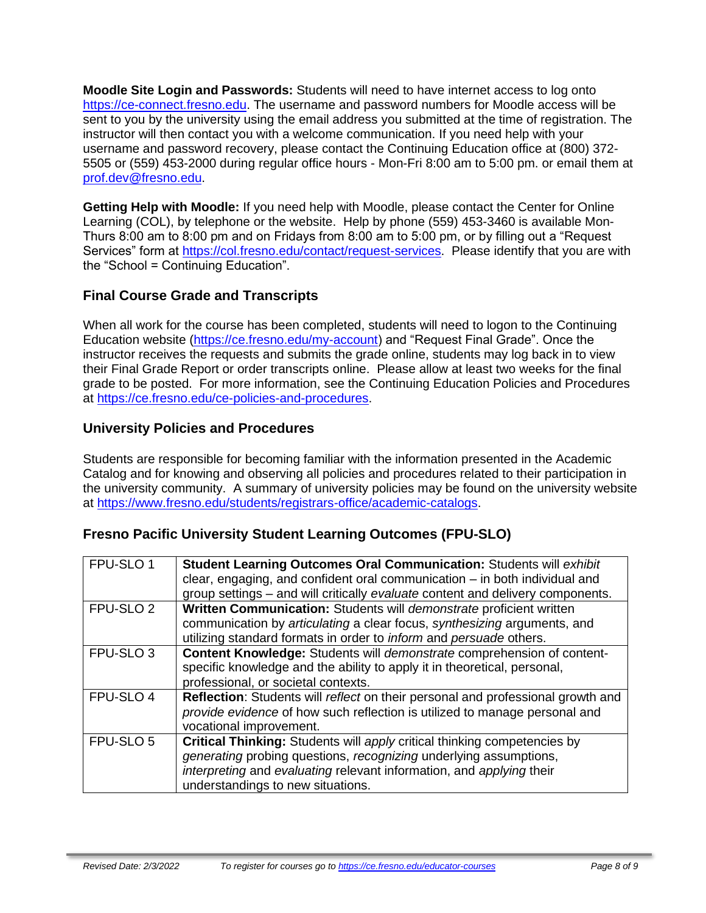**Moodle Site Login and Passwords:** Students will need to have internet access to log onto https://ce-connect.fresno.edu. The username and password numbers for Moodle access will be sent to you by the university using the email address you submitted at the time of registration. The instructor will then contact you with a welcome communication. If you need help with your username and password recovery, please contact the Continuing Education office at (800) 372-5505 or (559) 453-2000 during regular office hours - Mon-Fri 8:00 am to 5:00 pm. or email them at prof.dev@fresno.edu.

**Getting Help with Moodle:** If you need help with Moodle, please contact the Center for Online Learning (COL), by telephone or the website. Help by phone (559) 453-3460 is available Mon-Thurs 8:00 am to 8:00 pm and on Fridays from 8:00 am to 5:00 pm, or by filling out a "Request Services" form at https://col.fresno.edu/contact/request-services. Please identify that you are with the "School = Continuing Education".

## Final Course Grade and Transcripts

When all work for the course has been completed, students will need to logon to the Continuing Education website (https://ce.fresno.edu/my-account) and "Request Final Grade". Once the instructor receives the requests and submits the grade online, students may log back in to view their Final Grade Report or order transcripts online. Please allow at least two weeks for the final grade to be posted. For more information, see the Continuing Education Policies and Procedures at https://ce.fresno.edu/ce-policies-and-procedures.

## University Policies and Procedures

Students are responsible for becoming familiar with the information presented in the Academic Catalog and for knowing and observing all policies and procedures related to their participation in the university community. A summary of university policies may be found on the university website at https://www.fresno.edu/students/registrars-office/academic-catalogs.

## Fresno Pacific University Student Learning Outcomes (FPU-SLO)

| | |
|---|---|
| FPU-SLO 1 | **Student Learning Outcomes Oral Communication:** Students will *exhibit* clear, engaging, and confident oral communication – in both individual and group settings – and will critically *evaluate* content and delivery components. |
| FPU-SLO 2 | **Written Communication:** Students will *demonstrate* proficient written communication by *articulating* a clear focus, *synthesizing* arguments, and utilizing standard formats in order to *inform* and *persuade* others. |
| FPU-SLO 3 | **Content Knowledge:** Students will *demonstrate* comprehension of content-specific knowledge and the ability to apply it in theoretical, personal, professional, or societal contexts. |
| FPU-SLO 4 | **Reflection**: Students will *reflect* on their personal and professional growth and *provide evidence* of how such reflection is utilized to manage personal and vocational improvement. |
| FPU-SLO 5 | **Critical Thinking:** Students will *apply* critical thinking competencies by *generating* probing questions, *recognizing* underlying assumptions, *interpreting* and *evaluating* relevant information, and *applying* their understandings to new situations. |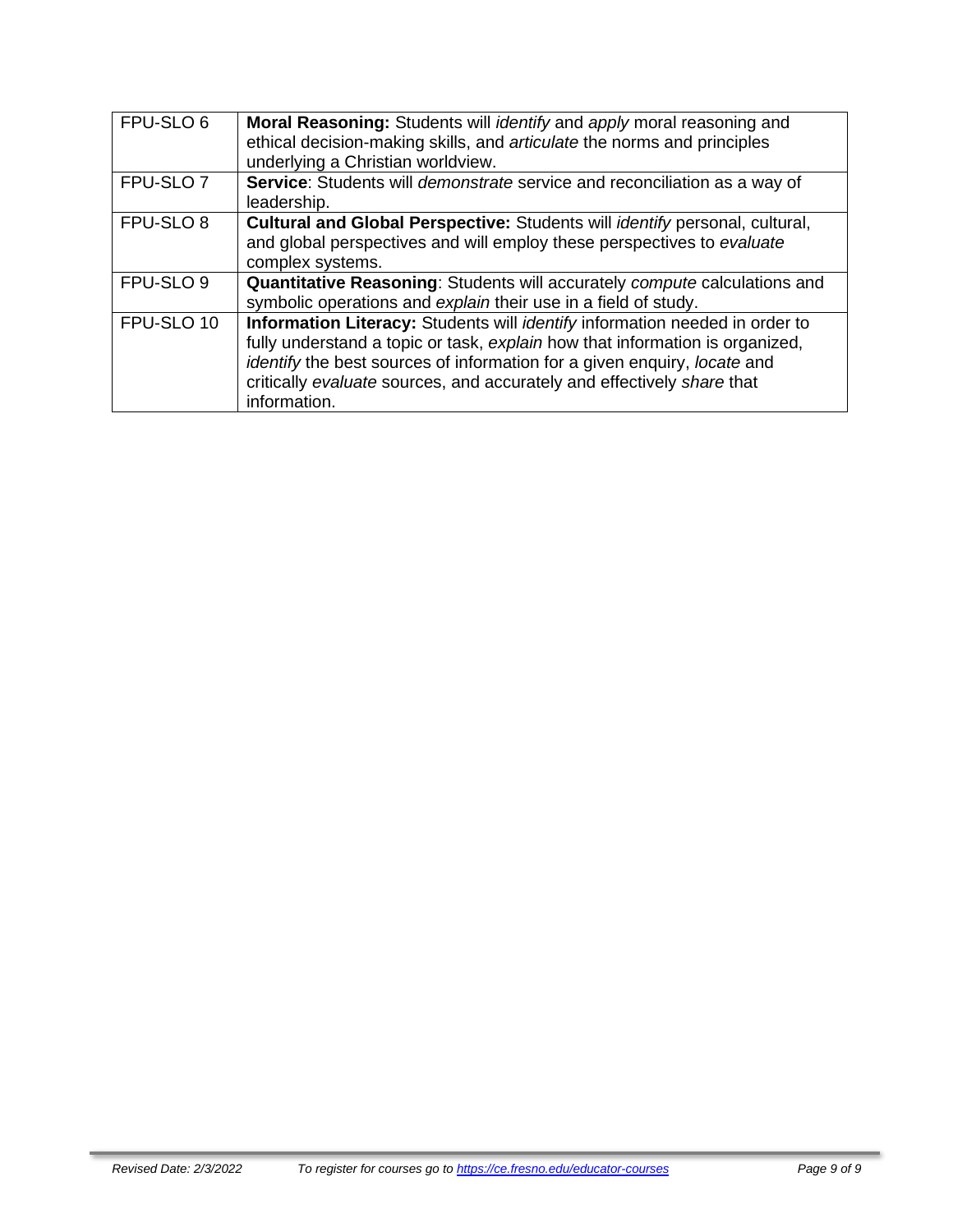| | |
|---|---|
| FPU-SLO 6 | **Moral Reasoning:** Students will *identify* and *apply* moral reasoning and ethical decision-making skills, and *articulate* the norms and principles underlying a Christian worldview. |
| FPU-SLO 7 | **Service**: Students will *demonstrate* service and reconciliation as a way of leadership. |
| FPU-SLO 8 | **Cultural and Global Perspective:** Students will *identify* personal, cultural, and global perspectives and will employ these perspectives to *evaluate* complex systems. |
| FPU-SLO 9 | **Quantitative Reasoning**: Students will accurately *compute* calculations and symbolic operations and *explain* their use in a field of study. |
| FPU-SLO 10 | **Information Literacy:** Students will *identify* information needed in order to fully understand a topic or task, *explain* how that information is organized, *identify* the best sources of information for a given enquiry, *locate* and critically *evaluate* sources, and accurately and effectively *share* that information. |